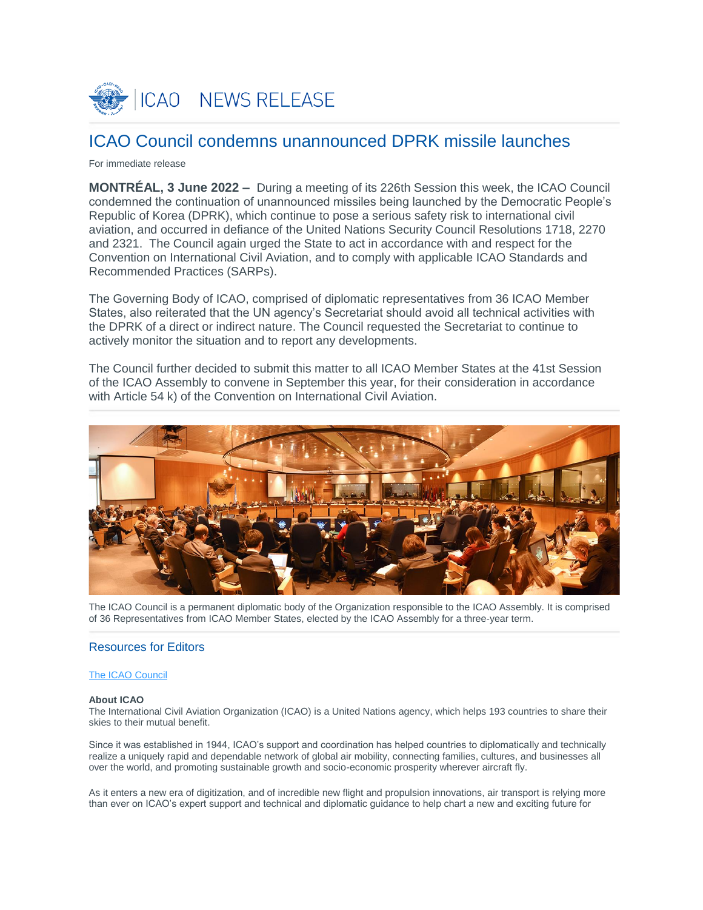# ICAO NEWS RELEASE

## ICAO Council condemns unannounced DPRK missile launches

For immediate release

**MONTRÉAL, 3 June 2022 –** During a meeting of its 226th Session this week, the ICAO Council condemned the continuation of unannounced missiles being launched by the Democratic People's Republic of Korea (DPRK), which continue to pose a serious safety risk to international civil aviation, and occurred in defiance of the United Nations Security Council Resolutions 1718, 2270 and 2321. The Council again urged the State to act in accordance with and respect for the Convention on International Civil Aviation, and to comply with applicable ICAO Standards and Recommended Practices (SARPs).

The Governing Body of ICAO, comprised of diplomatic representatives from 36 ICAO Member States, also reiterated that the UN agency's Secretariat should avoid all technical activities with the DPRK of a direct or indirect nature. The Council requested the Secretariat to continue to actively monitor the situation and to report any developments.

The Council further decided to submit this matter to all ICAO Member States at the 41st Session of the ICAO Assembly to convene in September this year, for their consideration in accordance with Article 54 k) of the Convention on International Civil Aviation.

The ICAO Council is a permanent diplomatic body of the Organization responsible to the ICAO Assembly. It is comprised of 36 Representatives from ICAO Member States, elected by the ICAO Assembly for a three-year term.

### Resources for Editors

The ICAO Council

**About ICAO**
The International Civil Aviation Organization (ICAO) is a United Nations agency, which helps 193 countries to share their skies to their mutual benefit.

Since it was established in 1944, ICAO's support and coordination has helped countries to diplomatically and technically realize a uniquely rapid and dependable network of global air mobility, connecting families, cultures, and businesses all over the world, and promoting sustainable growth and socio-economic prosperity wherever aircraft fly.

As it enters a new era of digitization, and of incredible new flight and propulsion innovations, air transport is relying more than ever on ICAO's expert support and technical and diplomatic guidance to help chart a new and exciting future for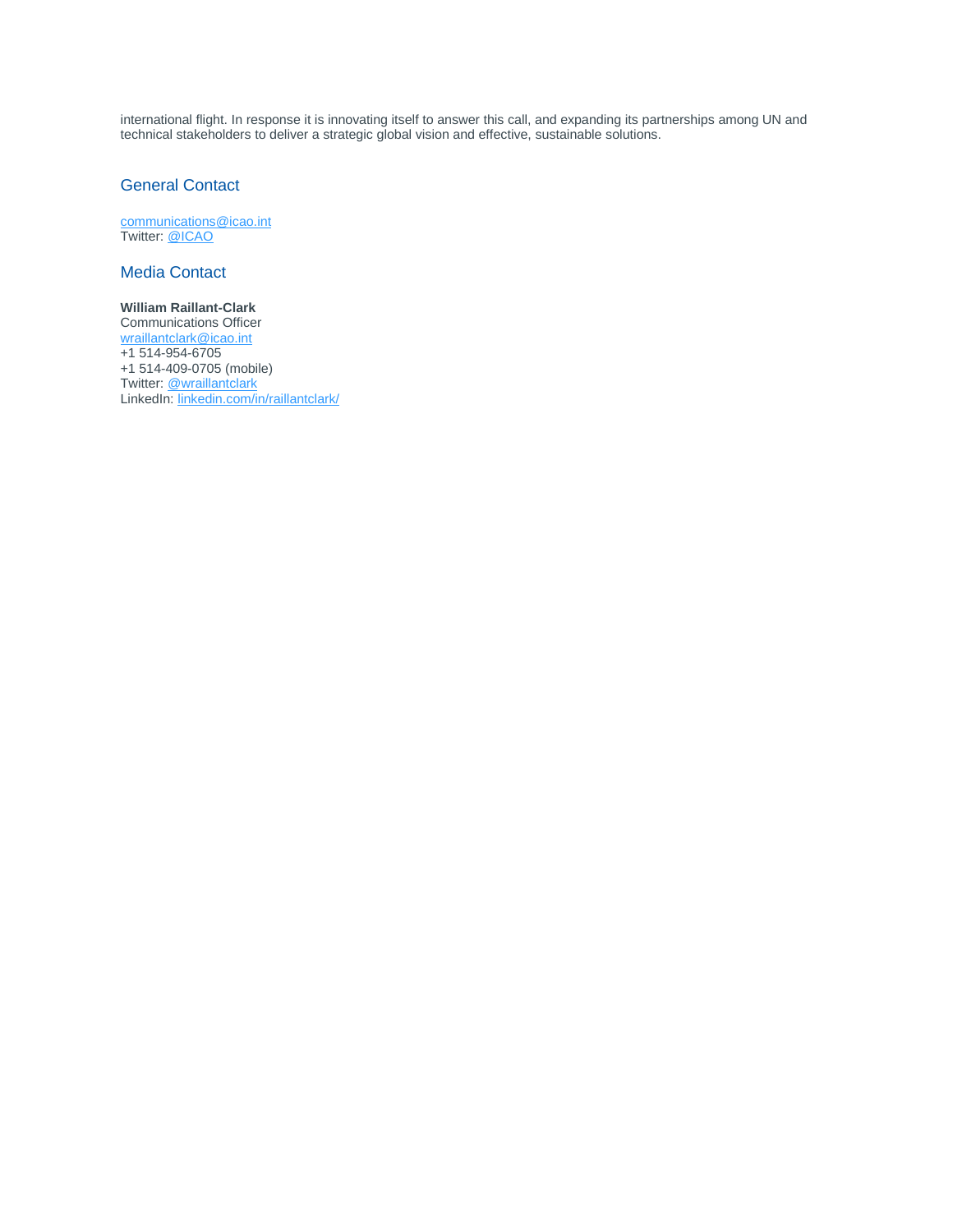international flight. In response it is innovating itself to answer this call, and expanding its partnerships among UN and technical stakeholders to deliver a strategic global vision and effective, sustainable solutions.

## General Contact

communications@icao.int
Twitter: @ICAO

## Media Contact

**William Raillant-Clark**
Communications Officer
wraillantclark@icao.int
+1 514-954-6705
+1 514-409-0705 (mobile)
Twitter: @wraillantclark
LinkedIn: linkedin.com/in/raillantclark/